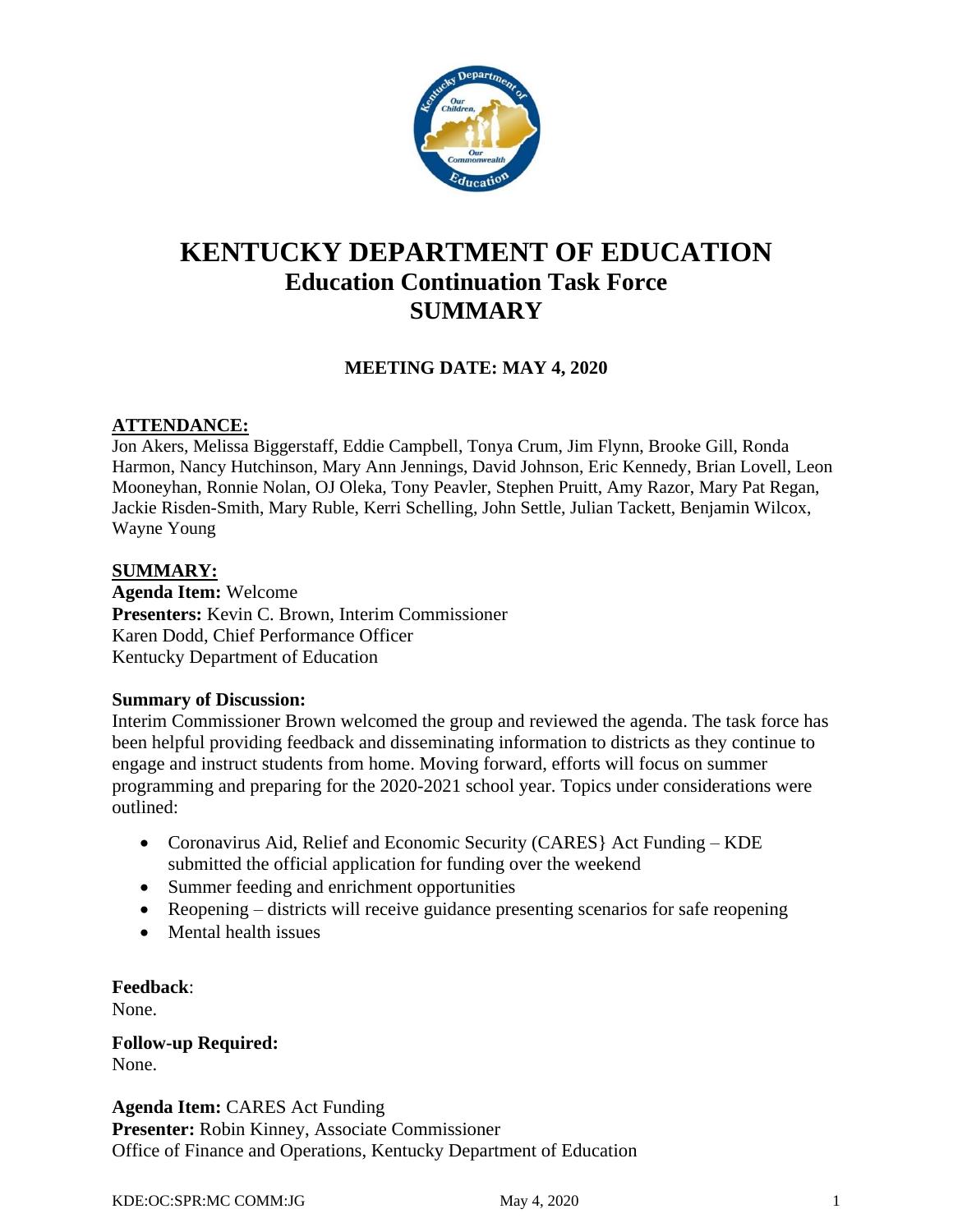# KENTUCKY DEPARTMENT OF EDUCATION
## Education Continuation Task Force
## SUMMARY

**MEETING DATE: MAY 4, 2020**

**ATTENDANCE:**

Jon Akers, Melissa Biggerstaff, Eddie Campbell, Tonya Crum, Jim Flynn, Brooke Gill, Ronda Harmon, Nancy Hutchinson, Mary Ann Jennings, David Johnson, Eric Kennedy, Brian Lovell, Leon Mooneyhan, Ronnie Nolan, OJ Oleka, Tony Peavler, Stephen Pruitt, Amy Razor, Mary Pat Regan, Jackie Risden-Smith, Mary Ruble, Kerri Schelling, John Settle, Julian Tackett, Benjamin Wilcox, Wayne Young

**SUMMARY:**

**Agenda Item:** Welcome
**Presenters:** Kevin C. Brown, Interim Commissioner
Karen Dodd, Chief Performance Officer
Kentucky Department of Education

**Summary of Discussion:**

Interim Commissioner Brown welcomed the group and reviewed the agenda. The task force has been helpful providing feedback and disseminating information to districts as they continue to engage and instruct students from home. Moving forward, efforts will focus on summer programming and preparing for the 2020-2021 school year. Topics under considerations were outlined:

- Coronavirus Aid, Relief and Economic Security (CARES} Act Funding – KDE submitted the official application for funding over the weekend
- Summer feeding and enrichment opportunities
- Reopening – districts will receive guidance presenting scenarios for safe reopening
- Mental health issues

**Feedback**:
None.

**Follow-up Required:**
None.

**Agenda Item:** CARES Act Funding
**Presenter:** Robin Kinney, Associate Commissioner
Office of Finance and Operations, Kentucky Department of Education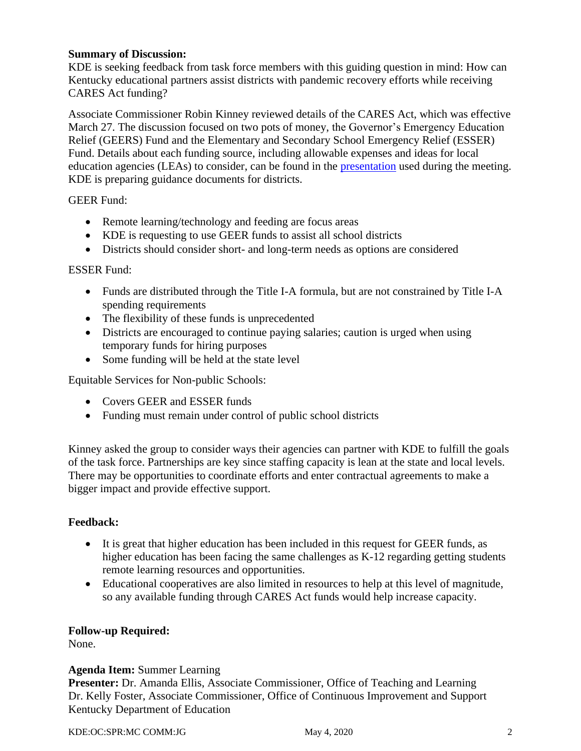**Summary of Discussion:**
KDE is seeking feedback from task force members with this guiding question in mind: How can Kentucky educational partners assist districts with pandemic recovery efforts while receiving CARES Act funding?

Associate Commissioner Robin Kinney reviewed details of the CARES Act, which was effective March 27. The discussion focused on two pots of money, the Governor's Emergency Education Relief (GEERS) Fund and the Elementary and Secondary School Emergency Relief (ESSER) Fund. Details about each funding source, including allowable expenses and ideas for local education agencies (LEAs) to consider, can be found in the presentation used during the meeting. KDE is preparing guidance documents for districts.

GEER Fund:

- Remote learning/technology and feeding are focus areas
- KDE is requesting to use GEER funds to assist all school districts
- Districts should consider short- and long-term needs as options are considered

ESSER Fund:

- Funds are distributed through the Title I-A formula, but are not constrained by Title I-A spending requirements
- The flexibility of these funds is unprecedented
- Districts are encouraged to continue paying salaries; caution is urged when using temporary funds for hiring purposes
- Some funding will be held at the state level

Equitable Services for Non-public Schools:

- Covers GEER and ESSER funds
- Funding must remain under control of public school districts

Kinney asked the group to consider ways their agencies can partner with KDE to fulfill the goals of the task force. Partnerships are key since staffing capacity is lean at the state and local levels. There may be opportunities to coordinate efforts and enter contractual agreements to make a bigger impact and provide effective support.

**Feedback:**

- It is great that higher education has been included in this request for GEER funds, as higher education has been facing the same challenges as K-12 regarding getting students remote learning resources and opportunities.
- Educational cooperatives are also limited in resources to help at this level of magnitude, so any available funding through CARES Act funds would help increase capacity.

**Follow-up Required:**
None.

**Agenda Item:** Summer Learning
**Presenter:** Dr. Amanda Ellis, Associate Commissioner, Office of Teaching and Learning
Dr. Kelly Foster, Associate Commissioner, Office of Continuous Improvement and Support
Kentucky Department of Education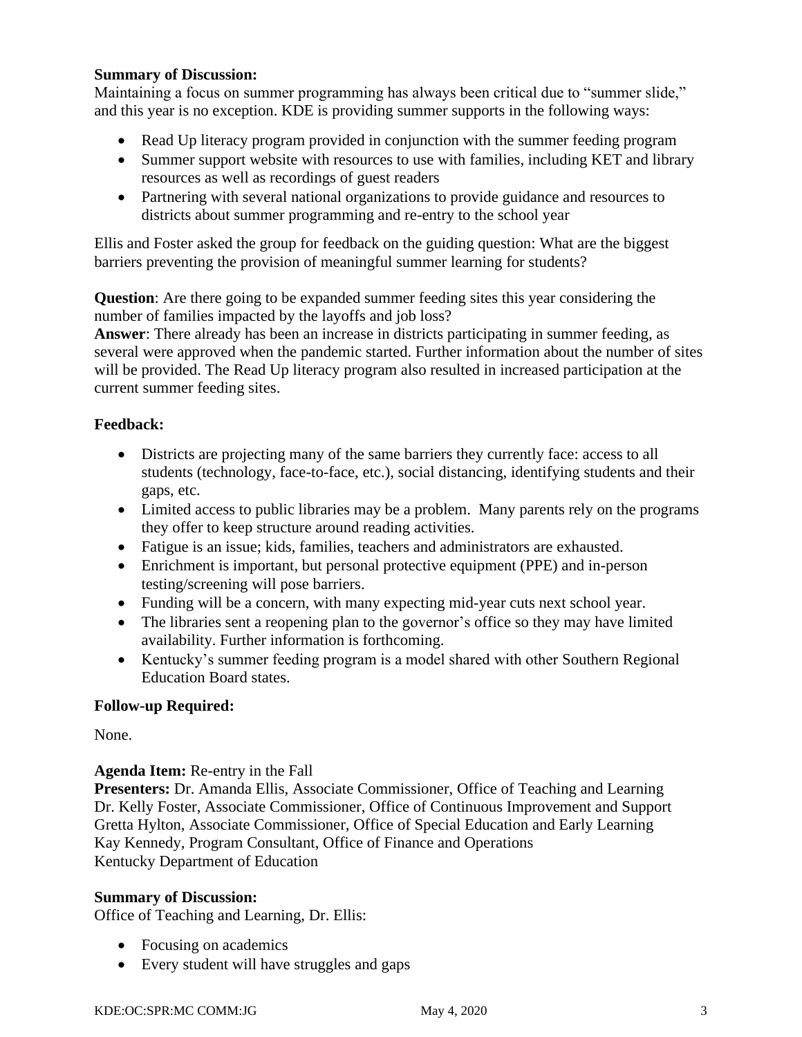**Summary of Discussion:**
Maintaining a focus on summer programming has always been critical due to "summer slide," and this year is no exception. KDE is providing summer supports in the following ways:

- Read Up literacy program provided in conjunction with the summer feeding program
- Summer support website with resources to use with families, including KET and library resources as well as recordings of guest readers
- Partnering with several national organizations to provide guidance and resources to districts about summer programming and re-entry to the school year

Ellis and Foster asked the group for feedback on the guiding question: What are the biggest barriers preventing the provision of meaningful summer learning for students?

**Question**: Are there going to be expanded summer feeding sites this year considering the number of families impacted by the layoffs and job loss?
**Answer**: There already has been an increase in districts participating in summer feeding, as several were approved when the pandemic started. Further information about the number of sites will be provided. The Read Up literacy program also resulted in increased participation at the current summer feeding sites.

**Feedback:**

- Districts are projecting many of the same barriers they currently face: access to all students (technology, face-to-face, etc.), social distancing, identifying students and their gaps, etc.
- Limited access to public libraries may be a problem. Many parents rely on the programs they offer to keep structure around reading activities.
- Fatigue is an issue; kids, families, teachers and administrators are exhausted.
- Enrichment is important, but personal protective equipment (PPE) and in-person testing/screening will pose barriers.
- Funding will be a concern, with many expecting mid-year cuts next school year.
- The libraries sent a reopening plan to the governor's office so they may have limited availability. Further information is forthcoming.
- Kentucky's summer feeding program is a model shared with other Southern Regional Education Board states.

**Follow-up Required:**

None.

**Agenda Item:** Re-entry in the Fall
**Presenters:** Dr. Amanda Ellis, Associate Commissioner, Office of Teaching and Learning
Dr. Kelly Foster, Associate Commissioner, Office of Continuous Improvement and Support
Gretta Hylton, Associate Commissioner, Office of Special Education and Early Learning
Kay Kennedy, Program Consultant, Office of Finance and Operations
Kentucky Department of Education

**Summary of Discussion:**
Office of Teaching and Learning, Dr. Ellis:

- Focusing on academics
- Every student will have struggles and gaps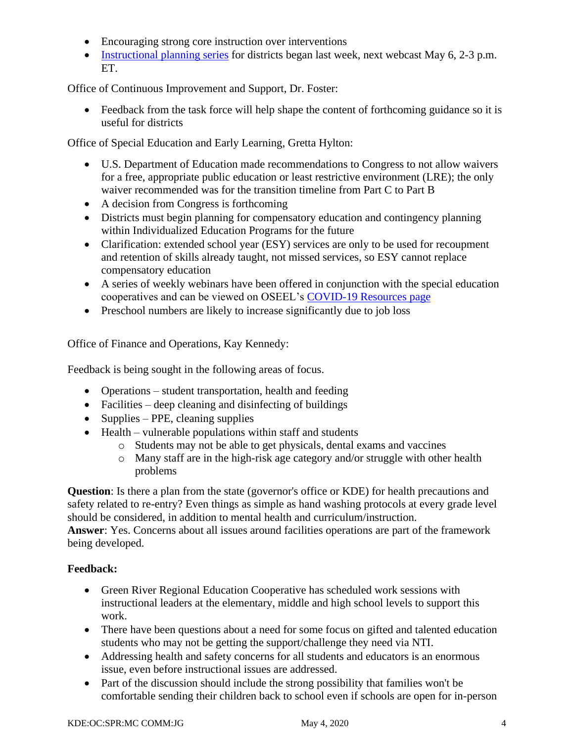- Encouraging strong core instruction over interventions
- [Instructional planning series](#) for districts began last week, next webcast May 6, 2-3 p.m. ET.

Office of Continuous Improvement and Support, Dr. Foster:

- Feedback from the task force will help shape the content of forthcoming guidance so it is useful for districts

Office of Special Education and Early Learning, Gretta Hylton:

- U.S. Department of Education made recommendations to Congress to not allow waivers for a free, appropriate public education or least restrictive environment (LRE); the only waiver recommended was for the transition timeline from Part C to Part B
- A decision from Congress is forthcoming
- Districts must begin planning for compensatory education and contingency planning within Individualized Education Programs for the future
- Clarification: extended school year (ESY) services are only to be used for recoupment and retention of skills already taught, not missed services, so ESY cannot replace compensatory education
- A series of weekly webinars have been offered in conjunction with the special education cooperatives and can be viewed on OSEEL's [COVID-19 Resources page](#)
- Preschool numbers are likely to increase significantly due to job loss

Office of Finance and Operations, Kay Kennedy:

Feedback is being sought in the following areas of focus.

- Operations – student transportation, health and feeding
- Facilities – deep cleaning and disinfecting of buildings
- Supplies – PPE, cleaning supplies
- Health – vulnerable populations within staff and students
  - Students may not be able to get physicals, dental exams and vaccines
  - Many staff are in the high-risk age category and/or struggle with other health problems

**Question**: Is there a plan from the state (governor's office or KDE) for health precautions and safety related to re-entry? Even things as simple as hand washing protocols at every grade level should be considered, in addition to mental health and curriculum/instruction.
**Answer**: Yes. Concerns about all issues around facilities operations are part of the framework being developed.

**Feedback:**

- Green River Regional Education Cooperative has scheduled work sessions with instructional leaders at the elementary, middle and high school levels to support this work.
- There have been questions about a need for some focus on gifted and talented education students who may not be getting the support/challenge they need via NTI.
- Addressing health and safety concerns for all students and educators is an enormous issue, even before instructional issues are addressed.
- Part of the discussion should include the strong possibility that families won't be comfortable sending their children back to school even if schools are open for in-person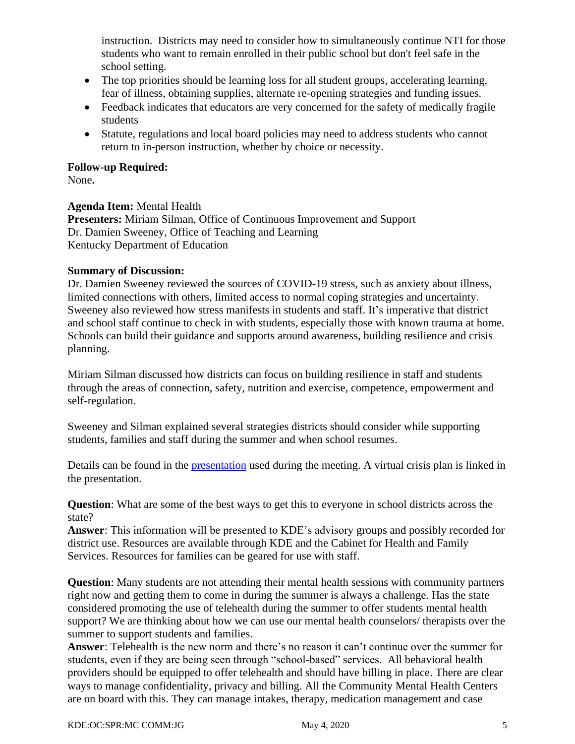instruction. Districts may need to consider how to simultaneously continue NTI for those students who want to remain enrolled in their public school but don't feel safe in the school setting.

- The top priorities should be learning loss for all student groups, accelerating learning, fear of illness, obtaining supplies, alternate re-opening strategies and funding issues.
- Feedback indicates that educators are very concerned for the safety of medically fragile students
- Statute, regulations and local board policies may need to address students who cannot return to in-person instruction, whether by choice or necessity.

**Follow-up Required:**
None**.**

**Agenda Item:** Mental Health
**Presenters:** Miriam Silman, Office of Continuous Improvement and Support
Dr. Damien Sweeney, Office of Teaching and Learning
Kentucky Department of Education

**Summary of Discussion:**
Dr. Damien Sweeney reviewed the sources of COVID-19 stress, such as anxiety about illness, limited connections with others, limited access to normal coping strategies and uncertainty. Sweeney also reviewed how stress manifests in students and staff. It's imperative that district and school staff continue to check in with students, especially those with known trauma at home. Schools can build their guidance and supports around awareness, building resilience and crisis planning.

Miriam Silman discussed how districts can focus on building resilience in staff and students through the areas of connection, safety, nutrition and exercise, competence, empowerment and self-regulation.

Sweeney and Silman explained several strategies districts should consider while supporting students, families and staff during the summer and when school resumes.

Details can be found in the presentation used during the meeting. A virtual crisis plan is linked in the presentation.

**Question**: What are some of the best ways to get this to everyone in school districts across the state?
**Answer**: This information will be presented to KDE's advisory groups and possibly recorded for district use. Resources are available through KDE and the Cabinet for Health and Family Services. Resources for families can be geared for use with staff.

**Question**: Many students are not attending their mental health sessions with community partners right now and getting them to come in during the summer is always a challenge. Has the state considered promoting the use of telehealth during the summer to offer students mental health support? We are thinking about how we can use our mental health counselors/ therapists over the summer to support students and families.
**Answer**: Telehealth is the new norm and there's no reason it can't continue over the summer for students, even if they are being seen through "school-based" services. All behavioral health providers should be equipped to offer telehealth and should have billing in place. There are clear ways to manage confidentiality, privacy and billing. All the Community Mental Health Centers are on board with this. They can manage intakes, therapy, medication management and case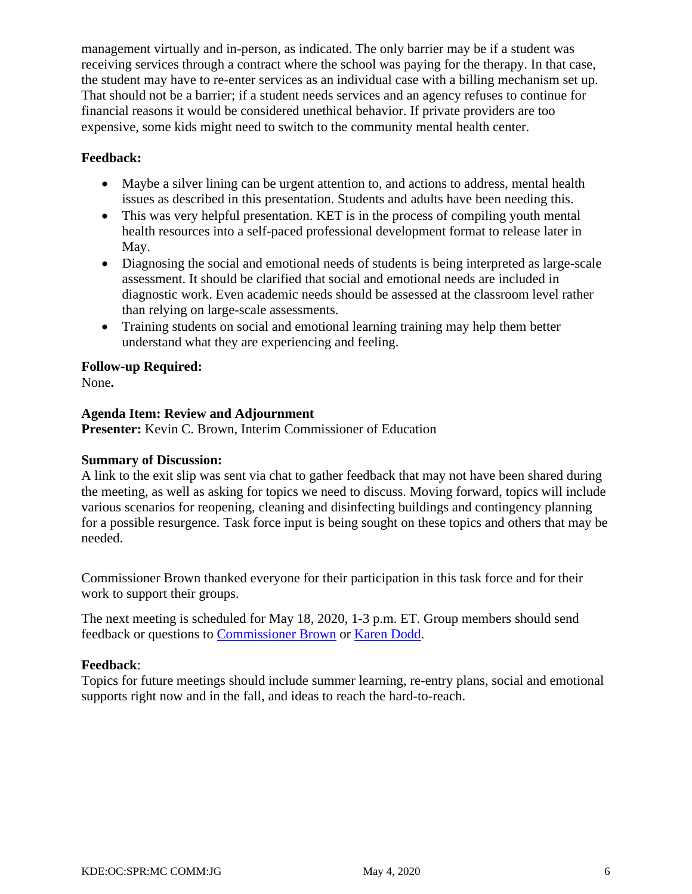management virtually and in-person, as indicated. The only barrier may be if a student was receiving services through a contract where the school was paying for the therapy. In that case, the student may have to re-enter services as an individual case with a billing mechanism set up. That should not be a barrier; if a student needs services and an agency refuses to continue for financial reasons it would be considered unethical behavior. If private providers are too expensive, some kids might need to switch to the community mental health center.

**Feedback:**

- Maybe a silver lining can be urgent attention to, and actions to address, mental health issues as described in this presentation. Students and adults have been needing this.
- This was very helpful presentation. KET is in the process of compiling youth mental health resources into a self-paced professional development format to release later in May.
- Diagnosing the social and emotional needs of students is being interpreted as large-scale assessment. It should be clarified that social and emotional needs are included in diagnostic work. Even academic needs should be assessed at the classroom level rather than relying on large-scale assessments.
- Training students on social and emotional learning training may help them better understand what they are experiencing and feeling.

**Follow-up Required:**
None**.**

**Agenda Item: Review and Adjournment**
**Presenter:** Kevin C. Brown, Interim Commissioner of Education

**Summary of Discussion:**
A link to the exit slip was sent via chat to gather feedback that may not have been shared during the meeting, as well as asking for topics we need to discuss. Moving forward, topics will include various scenarios for reopening, cleaning and disinfecting buildings and contingency planning for a possible resurgence. Task force input is being sought on these topics and others that may be needed.

Commissioner Brown thanked everyone for their participation in this task force and for their work to support their groups.

The next meeting is scheduled for May 18, 2020, 1-3 p.m. ET. Group members should send feedback or questions to Commissioner Brown or Karen Dodd.

**Feedback**:
Topics for future meetings should include summer learning, re-entry plans, social and emotional supports right now and in the fall, and ideas to reach the hard-to-reach.